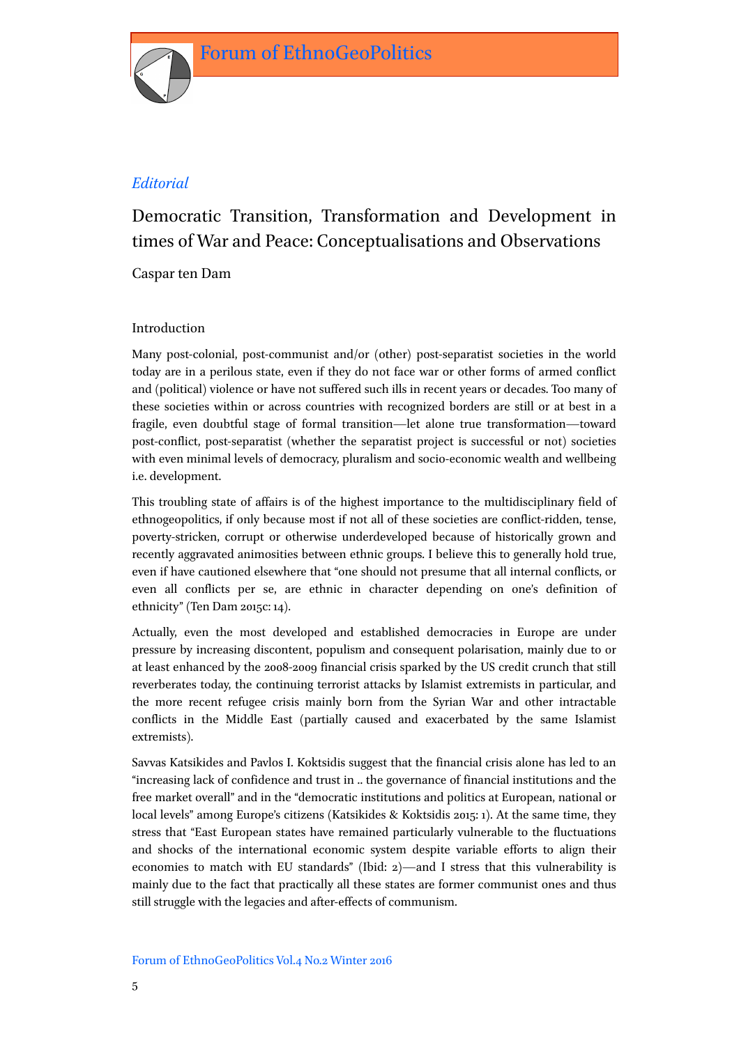*Editorial*

# Democratic Transition, Transformation and Development in times of War and Peace: Conceptualisations and Observations

Caspar ten Dam

## Introduction

Many post-colonial, post-communist and/or (other) post-separatist societies in the world today are in a perilous state, even if they do not face war or other forms of armed conflict and (political) violence or have not suffered such ills in recent years or decades. Too many of these societies within or across countries with recognized borders are still or at best in a fragile, even doubtful stage of formal transition—let alone true transformation—toward post-conflict, post-separatist (whether the separatist project is successful or not) societies with even minimal levels of democracy, pluralism and socio-economic wealth and wellbeing i.e. development.

This troubling state of affairs is of the highest importance to the multidisciplinary field of ethnogeopolitics, if only because most if not all of these societies are conflict-ridden, tense, poverty-stricken, corrupt or otherwise underdeveloped because of historically grown and recently aggravated animosities between ethnic groups. I believe this to generally hold true, even if have cautioned elsewhere that "one should not presume that all internal conflicts, or even all conflicts per se, are ethnic in character depending on one's definition of ethnicity" (Ten Dam 2015c: 14).

Actually, even the most developed and established democracies in Europe are under pressure by increasing discontent, populism and consequent polarisation, mainly due to or at least enhanced by the 2008-2009 financial crisis sparked by the US credit crunch that still reverberates today, the continuing terrorist attacks by Islamist extremists in particular, and the more recent refugee crisis mainly born from the Syrian War and other intractable conflicts in the Middle East (partially caused and exacerbated by the same Islamist extremists).

Savvas Katsikides and Pavlos I. Koktsidis suggest that the financial crisis alone has led to an "increasing lack of confidence and trust in .. the governance of financial institutions and the free market overall" and in the "democratic institutions and politics at European, national or local levels" among Europe's citizens (Katsikides & Koktsidis 2015: 1). At the same time, they stress that "East European states have remained particularly vulnerable to the fluctuations and shocks of the international economic system despite variable efforts to align their economies to match with EU standards" (Ibid: 2)—and I stress that this vulnerability is mainly due to the fact that practically all these states are former communist ones and thus still struggle with the legacies and after-effects of communism.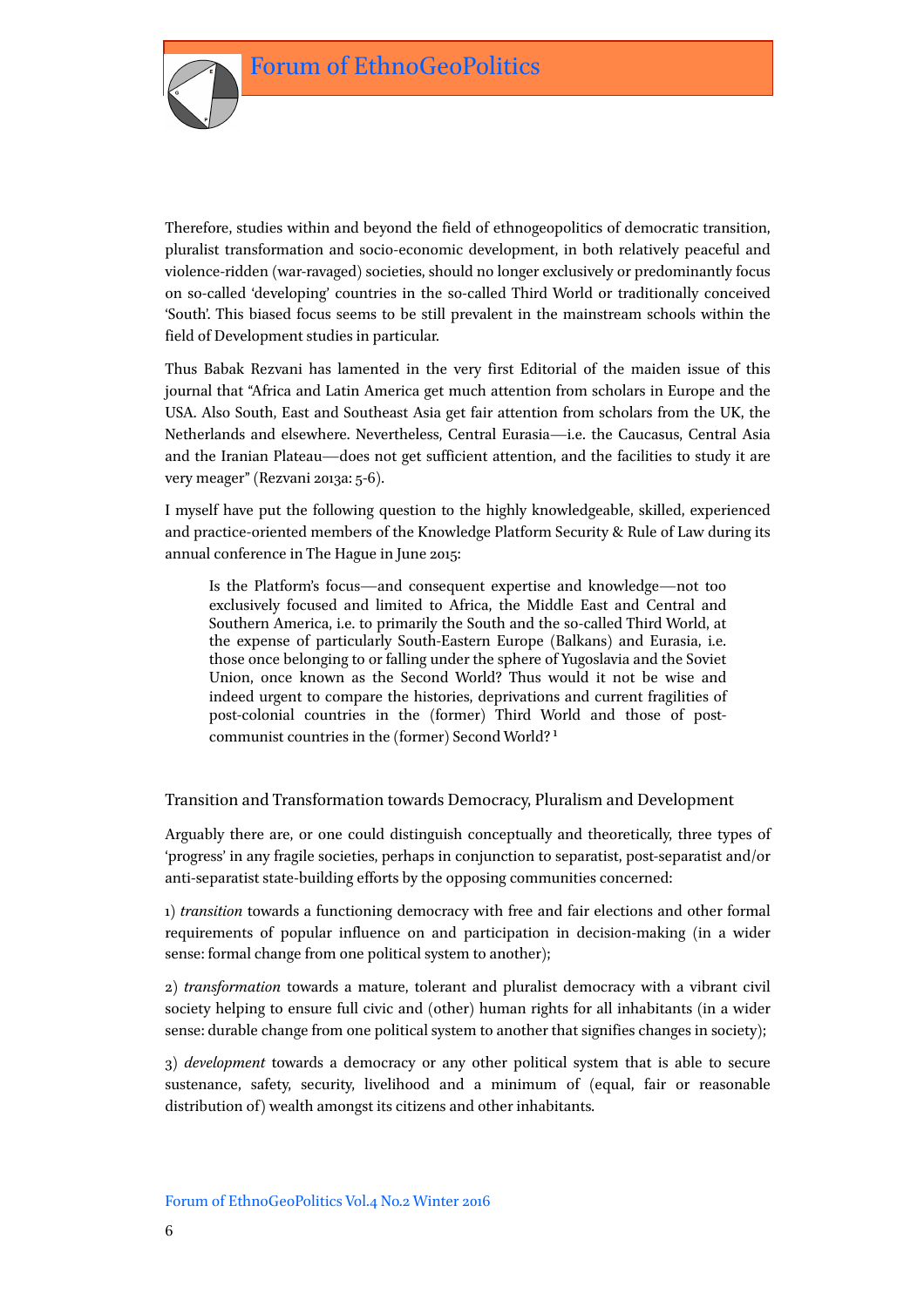Therefore, studies within and beyond the field of ethnogeopolitics of democratic transition, pluralist transformation and socio-economic development, in both relatively peaceful and violence-ridden (war-ravaged) societies, should no longer exclusively or predominantly focus on so-called 'developing' countries in the so-called Third World or traditionally conceived 'South'. This biased focus seems to be still prevalent in the mainstream schools within the field of Development studies in particular.

Thus Babak Rezvani has lamented in the very first Editorial of the maiden issue of this journal that "Africa and Latin America get much attention from scholars in Europe and the USA. Also South, East and Southeast Asia get fair attention from scholars from the UK, the Netherlands and elsewhere. Nevertheless, Central Eurasia—i.e. the Caucasus, Central Asia and the Iranian Plateau—does not get sufficient attention, and the facilities to study it are very meager" (Rezvani 2013a: 5-6).

I myself have put the following question to the highly knowledgeable, skilled, experienced and practice-oriented members of the Knowledge Platform Security & Rule of Law during its annual conference in The Hague in June 2015:

> Is the Platform's focus—and consequent expertise and knowledge—not too exclusively focused and limited to Africa, the Middle East and Central and Southern America, i.e. to primarily the South and the so-called Third World, at the expense of particularly South-Eastern Europe (Balkans) and Eurasia, i.e. those once belonging to or falling under the sphere of Yugoslavia and the Soviet Union, once known as the Second World? Thus would it not be wise and indeed urgent to compare the histories, deprivations and current fragilities of post-colonial countries in the (former) Third World and those of post-communist countries in the (former) Second World? [1]

## Transition and Transformation towards Democracy, Pluralism and Development

Arguably there are, or one could distinguish conceptually and theoretically, three types of 'progress' in any fragile societies, perhaps in conjunction to separatist, post-separatist and/or anti-separatist state-building efforts by the opposing communities concerned:

1) *transition* towards a functioning democracy with free and fair elections and other formal requirements of popular influence on and participation in decision-making (in a wider sense: formal change from one political system to another);

2) *transformation* towards a mature, tolerant and pluralist democracy with a vibrant civil society helping to ensure full civic and (other) human rights for all inhabitants (in a wider sense: durable change from one political system to another that signifies changes in society);

3) *development* towards a democracy or any other political system that is able to secure sustenance, safety, security, livelihood and a minimum of (equal, fair or reasonable distribution of) wealth amongst its citizens and other inhabitants.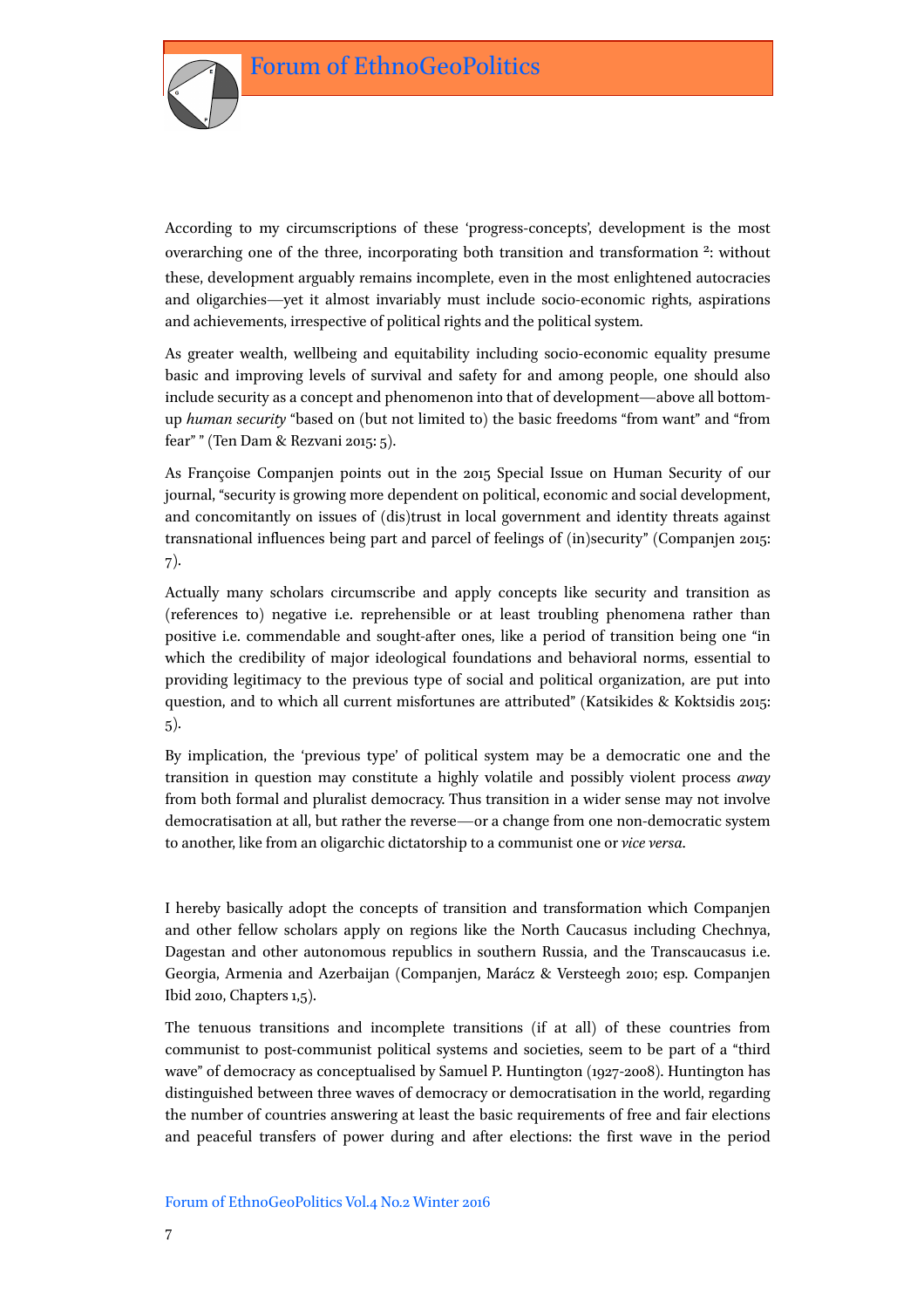According to my circumscriptions of these 'progress-concepts', development is the most overarching one of the three, incorporating both transition and transformation [2]: without these, development arguably remains incomplete, even in the most enlightened autocracies and oligarchies—yet it almost invariably must include socio-economic rights, aspirations and achievements, irrespective of political rights and the political system.

As greater wealth, wellbeing and equitability including socio-economic equality presume basic and improving levels of survival and safety for and among people, one should also include security as a concept and phenomenon into that of development—above all bottom-up *human security* "based on (but not limited to) the basic freedoms "from want" and "from fear" " (Ten Dam & Rezvani 2015: 5).

As Françoise Companjen points out in the 2015 Special Issue on Human Security of our journal, "security is growing more dependent on political, economic and social development, and concomitantly on issues of (dis)trust in local government and identity threats against transnational influences being part and parcel of feelings of (in)security" (Companjen 2015: 7).

Actually many scholars circumscribe and apply concepts like security and transition as (references to) negative i.e. reprehensible or at least troubling phenomena rather than positive i.e. commendable and sought-after ones, like a period of transition being one "in which the credibility of major ideological foundations and behavioral norms, essential to providing legitimacy to the previous type of social and political organization, are put into question, and to which all current misfortunes are attributed" (Katsikides & Koktsidis 2015: 5).

By implication, the 'previous type' of political system may be a democratic one and the transition in question may constitute a highly volatile and possibly violent process *away* from both formal and pluralist democracy. Thus transition in a wider sense may not involve democratisation at all, but rather the reverse—or a change from one non-democratic system to another, like from an oligarchic dictatorship to a communist one or *vice versa*.

I hereby basically adopt the concepts of transition and transformation which Companjen and other fellow scholars apply on regions like the North Caucasus including Chechnya, Dagestan and other autonomous republics in southern Russia, and the Transcaucasus i.e. Georgia, Armenia and Azerbaijan (Companjen, Marácz & Versteegh 2010; esp. Companjen Ibid 2010, Chapters 1,5).

The tenuous transitions and incomplete transitions (if at all) of these countries from communist to post-communist political systems and societies, seem to be part of a "third wave" of democracy as conceptualised by Samuel P. Huntington (1927-2008). Huntington has distinguished between three waves of democracy or democratisation in the world, regarding the number of countries answering at least the basic requirements of free and fair elections and peaceful transfers of power during and after elections: the first wave in the period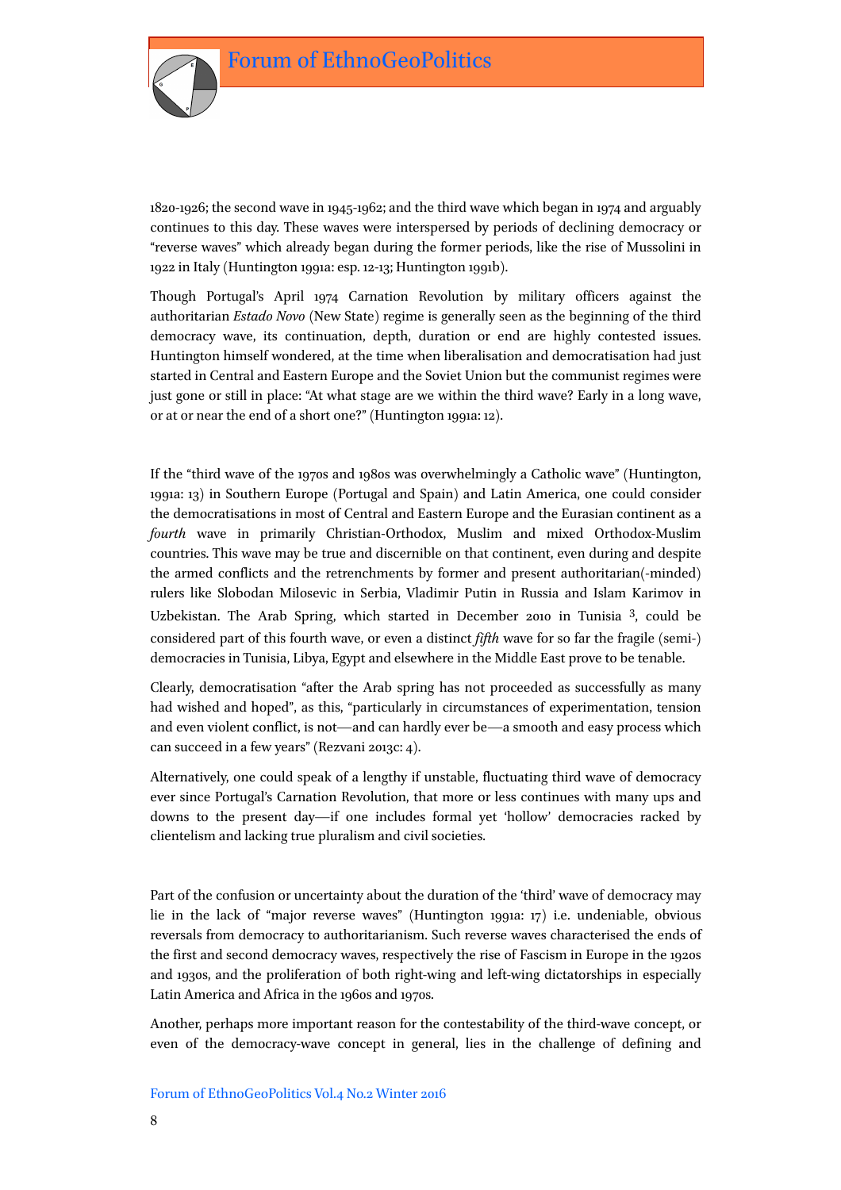1820-1926; the second wave in 1945-1962; and the third wave which began in 1974 and arguably continues to this day. These waves were interspersed by periods of declining democracy or "reverse waves" which already began during the former periods, like the rise of Mussolini in 1922 in Italy (Huntington 1991a: esp. 12-13; Huntington 1991b).

Though Portugal's April 1974 Carnation Revolution by military officers against the authoritarian *Estado Novo* (New State) regime is generally seen as the beginning of the third democracy wave, its continuation, depth, duration or end are highly contested issues. Huntington himself wondered, at the time when liberalisation and democratisation had just started in Central and Eastern Europe and the Soviet Union but the communist regimes were just gone or still in place: "At what stage are we within the third wave? Early in a long wave, or at or near the end of a short one?" (Huntington 1991a: 12).

If the "third wave of the 1970s and 1980s was overwhelmingly a Catholic wave" (Huntington, 1991a: 13) in Southern Europe (Portugal and Spain) and Latin America, one could consider the democratisations in most of Central and Eastern Europe and the Eurasian continent as a *fourth* wave in primarily Christian-Orthodox, Muslim and mixed Orthodox-Muslim countries. This wave may be true and discernible on that continent, even during and despite the armed conflicts and the retrenchments by former and present authoritarian(-minded) rulers like Slobodan Milosevic in Serbia, Vladimir Putin in Russia and Islam Karimov in Uzbekistan. The Arab Spring, which started in December 2010 in Tunisia [3], could be considered part of this fourth wave, or even a distinct *fifth* wave for so far the fragile (semi-) democracies in Tunisia, Libya, Egypt and elsewhere in the Middle East prove to be tenable.

Clearly, democratisation "after the Arab spring has not proceeded as successfully as many had wished and hoped", as this, "particularly in circumstances of experimentation, tension and even violent conflict, is not—and can hardly ever be—a smooth and easy process which can succeed in a few years" (Rezvani 2013c: 4).

Alternatively, one could speak of a lengthy if unstable, fluctuating third wave of democracy ever since Portugal's Carnation Revolution, that more or less continues with many ups and downs to the present day—if one includes formal yet 'hollow' democracies racked by clientelism and lacking true pluralism and civil societies.

Part of the confusion or uncertainty about the duration of the 'third' wave of democracy may lie in the lack of "major reverse waves" (Huntington 1991a: 17) i.e. undeniable, obvious reversals from democracy to authoritarianism. Such reverse waves characterised the ends of the first and second democracy waves, respectively the rise of Fascism in Europe in the 1920s and 1930s, and the proliferation of both right-wing and left-wing dictatorships in especially Latin America and Africa in the 1960s and 1970s.

Another, perhaps more important reason for the contestability of the third-wave concept, or even of the democracy-wave concept in general, lies in the challenge of defining and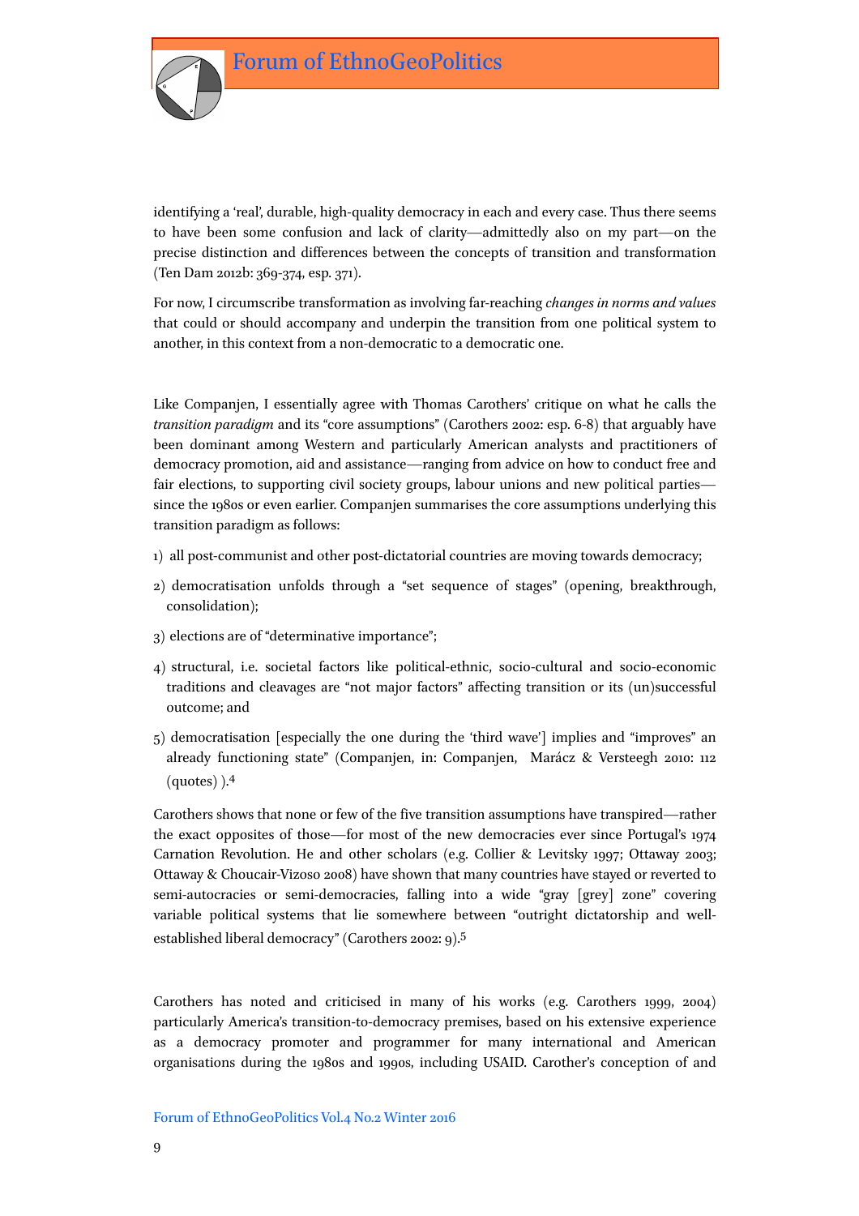identifying a 'real', durable, high-quality democracy in each and every case. Thus there seems to have been some confusion and lack of clarity—admittedly also on my part—on the precise distinction and differences between the concepts of transition and transformation (Ten Dam 2012b: 369-374, esp. 371).

For now, I circumscribe transformation as involving far-reaching *changes in norms and values* that could or should accompany and underpin the transition from one political system to another, in this context from a non-democratic to a democratic one.

Like Companjen, I essentially agree with Thomas Carothers' critique on what he calls the *transition paradigm* and its "core assumptions" (Carothers 2002: esp. 6-8) that arguably have been dominant among Western and particularly American analysts and practitioners of democracy promotion, aid and assistance—ranging from advice on how to conduct free and fair elections, to supporting civil society groups, labour unions and new political parties—since the 1980s or even earlier. Companjen summarises the core assumptions underlying this transition paradigm as follows:

1) all post-communist and other post-dictatorial countries are moving towards democracy;

2) democratisation unfolds through a "set sequence of stages" (opening, breakthrough, consolidation);

3) elections are of "determinative importance";

4) structural, i.e. societal factors like political-ethnic, socio-cultural and socio-economic traditions and cleavages are "not major factors" affecting transition or its (un)successful outcome; and

5) democratisation [especially the one during the 'third wave'] implies and "improves" an already functioning state" (Companjen, in: Companjen, Marácz & Versteegh 2010: 112 (quotes) ).[4]

Carothers shows that none or few of the five transition assumptions have transpired—rather the exact opposites of those—for most of the new democracies ever since Portugal's 1974 Carnation Revolution. He and other scholars (e.g. Collier & Levitsky 1997; Ottaway 2003; Ottaway & Choucair-Vizoso 2008) have shown that many countries have stayed or reverted to semi-autocracies or semi-democracies, falling into a wide "gray [grey] zone" covering variable political systems that lie somewhere between "outright dictatorship and well-established liberal democracy" (Carothers 2002: 9).[5]

Carothers has noted and criticised in many of his works (e.g. Carothers 1999, 2004) particularly America's transition-to-democracy premises, based on his extensive experience as a democracy promoter and programmer for many international and American organisations during the 1980s and 1990s, including USAID. Carother's conception of and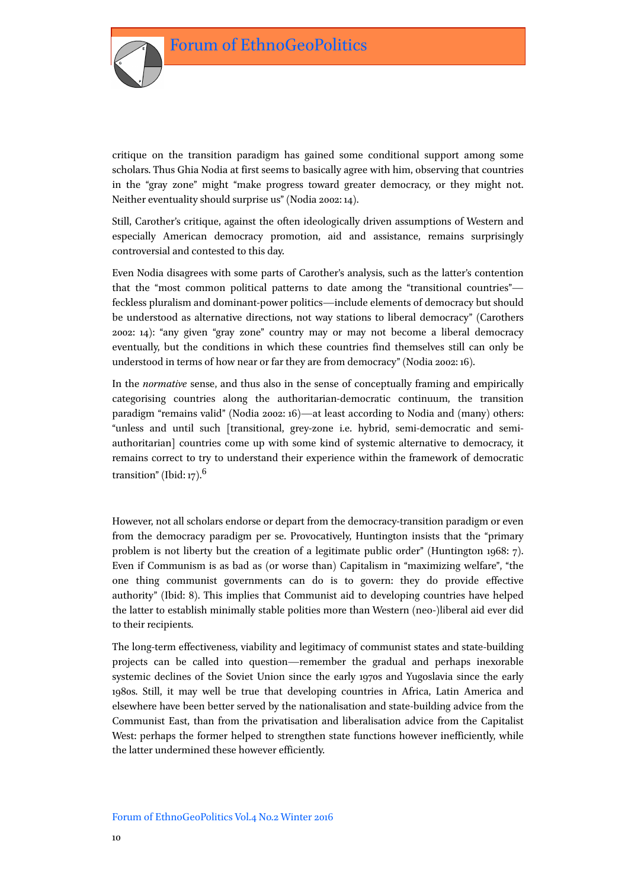critique on the transition paradigm has gained some conditional support among some scholars. Thus Ghia Nodia at first seems to basically agree with him, observing that countries in the "gray zone" might "make progress toward greater democracy, or they might not. Neither eventuality should surprise us" (Nodia 2002: 14).

Still, Carother's critique, against the often ideologically driven assumptions of Western and especially American democracy promotion, aid and assistance, remains surprisingly controversial and contested to this day.

Even Nodia disagrees with some parts of Carother's analysis, such as the latter's contention that the "most common political patterns to date among the "transitional countries"—feckless pluralism and dominant-power politics—include elements of democracy but should be understood as alternative directions, not way stations to liberal democracy" (Carothers 2002: 14): "any given "gray zone" country may or may not become a liberal democracy eventually, but the conditions in which these countries find themselves still can only be understood in terms of how near or far they are from democracy" (Nodia 2002: 16).

In the *normative* sense, and thus also in the sense of conceptually framing and empirically categorising countries along the authoritarian-democratic continuum, the transition paradigm "remains valid" (Nodia 2002: 16)—at least according to Nodia and (many) others: "unless and until such [transitional, grey-zone i.e. hybrid, semi-democratic and semi-authoritarian] countries come up with some kind of systemic alternative to democracy, it remains correct to try to understand their experience within the framework of democratic transition" (Ibid: 17).[6]

However, not all scholars endorse or depart from the democracy-transition paradigm or even from the democracy paradigm per se. Provocatively, Huntington insists that the "primary problem is not liberty but the creation of a legitimate public order" (Huntington 1968: 7). Even if Communism is as bad as (or worse than) Capitalism in "maximizing welfare", "the one thing communist governments can do is to govern: they do provide effective authority" (Ibid: 8). This implies that Communist aid to developing countries have helped the latter to establish minimally stable polities more than Western (neo-)liberal aid ever did to their recipients.

The long-term effectiveness, viability and legitimacy of communist states and state-building projects can be called into question—remember the gradual and perhaps inexorable systemic declines of the Soviet Union since the early 1970s and Yugoslavia since the early 1980s. Still, it may well be true that developing countries in Africa, Latin America and elsewhere have been better served by the nationalisation and state-building advice from the Communist East, than from the privatisation and liberalisation advice from the Capitalist West: perhaps the former helped to strengthen state functions however inefficiently, while the latter undermined these however efficiently.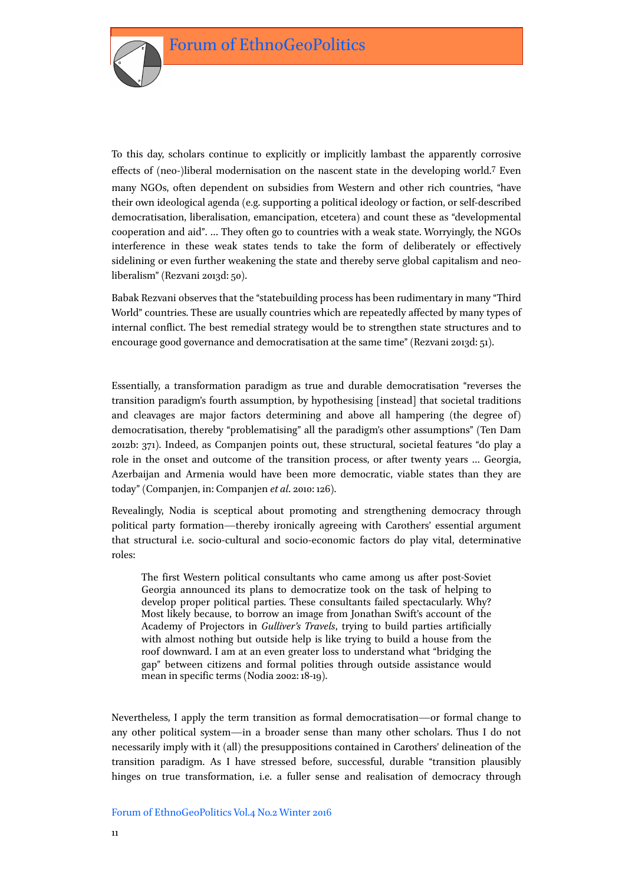To this day, scholars continue to explicitly or implicitly lambast the apparently corrosive effects of (neo-)liberal modernisation on the nascent state in the developing world.[7] Even many NGOs, often dependent on subsidies from Western and other rich countries, "have their own ideological agenda (e.g. supporting a political ideology or faction, or self-described democratisation, liberalisation, emancipation, etcetera) and count these as "developmental cooperation and aid". … They often go to countries with a weak state. Worryingly, the NGOs interference in these weak states tends to take the form of deliberately or effectively sidelining or even further weakening the state and thereby serve global capitalism and neo-liberalism" (Rezvani 2013d: 50).

Babak Rezvani observes that the "statebuilding process has been rudimentary in many "Third World" countries. These are usually countries which are repeatedly affected by many types of internal conflict. The best remedial strategy would be to strengthen state structures and to encourage good governance and democratisation at the same time" (Rezvani 2013d: 51).

Essentially, a transformation paradigm as true and durable democratisation "reverses the transition paradigm's fourth assumption, by hypothesising [instead] that societal traditions and cleavages are major factors determining and above all hampering (the degree of) democratisation, thereby "problematising" all the paradigm's other assumptions" (Ten Dam 2012b: 371). Indeed, as Companjen points out, these structural, societal features "do play a role in the onset and outcome of the transition process, or after twenty years … Georgia, Azerbaijan and Armenia would have been more democratic, viable states than they are today" (Companjen, in: Companjen *et al*. 2010: 126).

Revealingly, Nodia is sceptical about promoting and strengthening democracy through political party formation—thereby ironically agreeing with Carothers' essential argument that structural i.e. socio-cultural and socio-economic factors do play vital, determinative roles:

> The first Western political consultants who came among us after post-Soviet Georgia announced its plans to democratize took on the task of helping to develop proper political parties. These consultants failed spectacularly. Why? Most likely because, to borrow an image from Jonathan Swift's account of the Academy of Projectors in *Gulliver's Travels*, trying to build parties artificially with almost nothing but outside help is like trying to build a house from the roof downward. I am at an even greater loss to understand what "bridging the gap" between citizens and formal polities through outside assistance would mean in specific terms (Nodia 2002: 18-19).

Nevertheless, I apply the term transition as formal democratisation—or formal change to any other political system—in a broader sense than many other scholars. Thus I do not necessarily imply with it (all) the presuppositions contained in Carothers' delineation of the transition paradigm. As I have stressed before, successful, durable "transition plausibly hinges on true transformation, i.e. a fuller sense and realisation of democracy through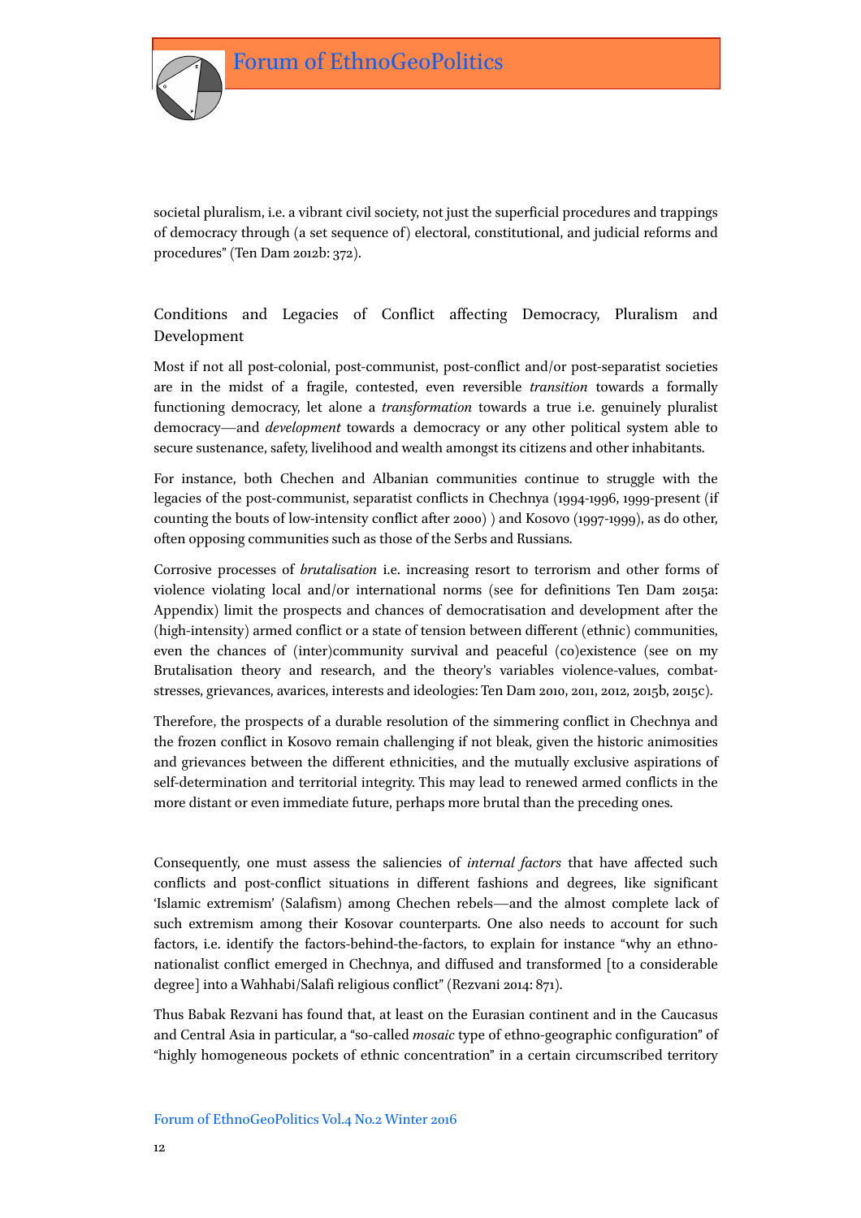societal pluralism, i.e. a vibrant civil society, not just the superficial procedures and trappings of democracy through (a set sequence of) electoral, constitutional, and judicial reforms and procedures" (Ten Dam 2012b: 372).

## Conditions and Legacies of Conflict affecting Democracy, Pluralism and Development

Most if not all post-colonial, post-communist, post-conflict and/or post-separatist societies are in the midst of a fragile, contested, even reversible *transition* towards a formally functioning democracy, let alone a *transformation* towards a true i.e. genuinely pluralist democracy—and *development* towards a democracy or any other political system able to secure sustenance, safety, livelihood and wealth amongst its citizens and other inhabitants.

For instance, both Chechen and Albanian communities continue to struggle with the legacies of the post-communist, separatist conflicts in Chechnya (1994-1996, 1999-present (if counting the bouts of low-intensity conflict after 2000) ) and Kosovo (1997-1999), as do other, often opposing communities such as those of the Serbs and Russians.

Corrosive processes of *brutalisation* i.e. increasing resort to terrorism and other forms of violence violating local and/or international norms (see for definitions Ten Dam 2015a: Appendix) limit the prospects and chances of democratisation and development after the (high-intensity) armed conflict or a state of tension between different (ethnic) communities, even the chances of (inter)community survival and peaceful (co)existence (see on my Brutalisation theory and research, and the theory's variables violence-values, combat-stresses, grievances, avarices, interests and ideologies: Ten Dam 2010, 2011, 2012, 2015b, 2015c).

Therefore, the prospects of a durable resolution of the simmering conflict in Chechnya and the frozen conflict in Kosovo remain challenging if not bleak, given the historic animosities and grievances between the different ethnicities, and the mutually exclusive aspirations of self-determination and territorial integrity. This may lead to renewed armed conflicts in the more distant or even immediate future, perhaps more brutal than the preceding ones.

Consequently, one must assess the saliencies of *internal factors* that have affected such conflicts and post-conflict situations in different fashions and degrees, like significant 'Islamic extremism' (Salafism) among Chechen rebels—and the almost complete lack of such extremism among their Kosovar counterparts. One also needs to account for such factors, i.e. identify the factors-behind-the-factors, to explain for instance "why an ethno-nationalist conflict emerged in Chechnya, and diffused and transformed [to a considerable degree] into a Wahhabi/Salafi religious conflict" (Rezvani 2014: 871).

Thus Babak Rezvani has found that, at least on the Eurasian continent and in the Caucasus and Central Asia in particular, a "so-called *mosaic* type of ethno-geographic configuration" of "highly homogeneous pockets of ethnic concentration" in a certain circumscribed territory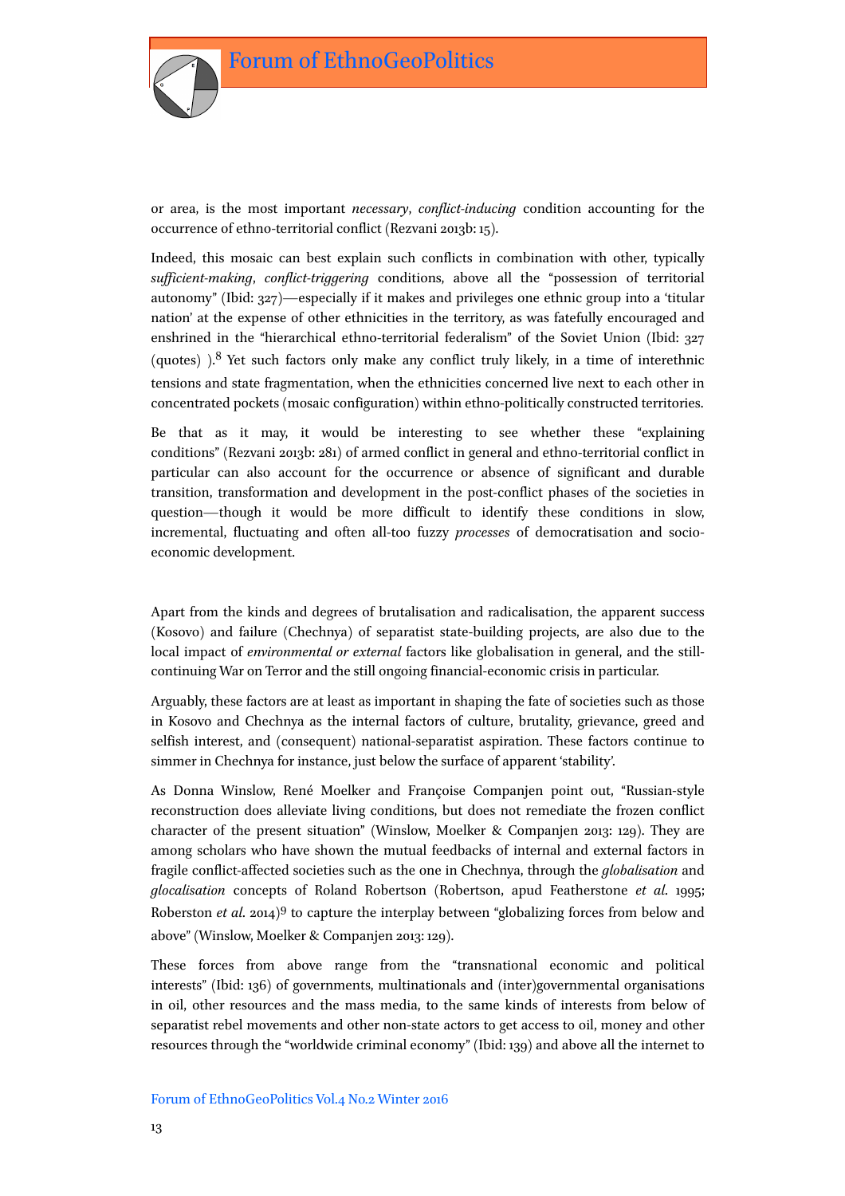or area, is the most important *necessary*, *conflict-inducing* condition accounting for the occurrence of ethno-territorial conflict (Rezvani 2013b: 15).

Indeed, this mosaic can best explain such conflicts in combination with other, typically *sufficient-making*, *conflict-triggering* conditions, above all the "possession of territorial autonomy" (Ibid: 327)—especially if it makes and privileges one ethnic group into a 'titular nation' at the expense of other ethnicities in the territory, as was fatefully encouraged and enshrined in the "hierarchical ethno-territorial federalism" of the Soviet Union (Ibid: 327 (quotes) ).[8] Yet such factors only make any conflict truly likely, in a time of interethnic tensions and state fragmentation, when the ethnicities concerned live next to each other in concentrated pockets (mosaic configuration) within ethno-politically constructed territories.

Be that as it may, it would be interesting to see whether these "explaining conditions" (Rezvani 2013b: 281) of armed conflict in general and ethno-territorial conflict in particular can also account for the occurrence or absence of significant and durable transition, transformation and development in the post-conflict phases of the societies in question—though it would be more difficult to identify these conditions in slow, incremental, fluctuating and often all-too fuzzy *processes* of democratisation and socio-economic development.

Apart from the kinds and degrees of brutalisation and radicalisation, the apparent success (Kosovo) and failure (Chechnya) of separatist state-building projects, are also due to the local impact of *environmental or external* factors like globalisation in general, and the still-continuing War on Terror and the still ongoing financial-economic crisis in particular.

Arguably, these factors are at least as important in shaping the fate of societies such as those in Kosovo and Chechnya as the internal factors of culture, brutality, grievance, greed and selfish interest, and (consequent) national-separatist aspiration. These factors continue to simmer in Chechnya for instance, just below the surface of apparent 'stability'.

As Donna Winslow, René Moelker and Françoise Companjen point out, "Russian-style reconstruction does alleviate living conditions, but does not remediate the frozen conflict character of the present situation" (Winslow, Moelker & Companjen 2013: 129). They are among scholars who have shown the mutual feedbacks of internal and external factors in fragile conflict-affected societies such as the one in Chechnya, through the *globalisation* and *glocalisation* concepts of Roland Robertson (Robertson, apud Featherstone *et al.* 1995; Roberston *et al.* 2014)[9] to capture the interplay between "globalizing forces from below and above" (Winslow, Moelker & Companjen 2013: 129).

These forces from above range from the "transnational economic and political interests" (Ibid: 136) of governments, multinationals and (inter)governmental organisations in oil, other resources and the mass media, to the same kinds of interests from below of separatist rebel movements and other non-state actors to get access to oil, money and other resources through the "worldwide criminal economy" (Ibid: 139) and above all the internet to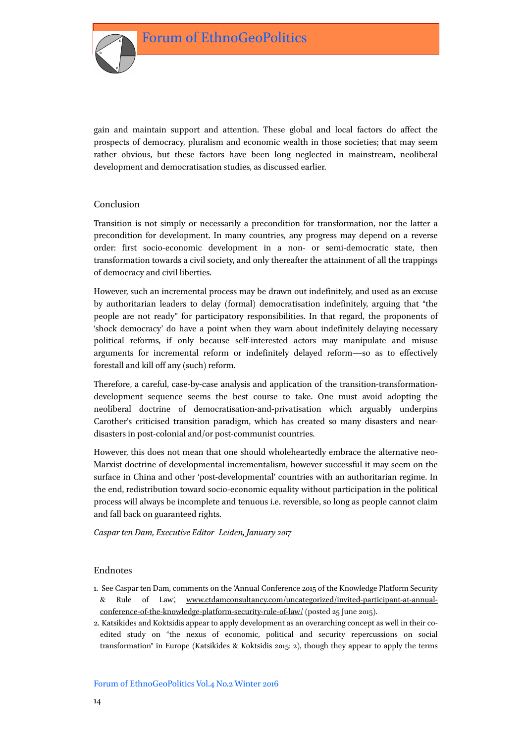gain and maintain support and attention. These global and local factors do affect the prospects of democracy, pluralism and economic wealth in those societies; that may seem rather obvious, but these factors have been long neglected in mainstream, neoliberal development and democratisation studies, as discussed earlier.

## Conclusion

Transition is not simply or necessarily a precondition for transformation, nor the latter a precondition for development. In many countries, any progress may depend on a reverse order: first socio-economic development in a non- or semi-democratic state, then transformation towards a civil society, and only thereafter the attainment of all the trappings of democracy and civil liberties.

However, such an incremental process may be drawn out indefinitely, and used as an excuse by authoritarian leaders to delay (formal) democratisation indefinitely, arguing that "the people are not ready" for participatory responsibilities. In that regard, the proponents of 'shock democracy' do have a point when they warn about indefinitely delaying necessary political reforms, if only because self-interested actors may manipulate and misuse arguments for incremental reform or indefinitely delayed reform—so as to effectively forestall and kill off any (such) reform.

Therefore, a careful, case-by-case analysis and application of the transition-transformation-development sequence seems the best course to take. One must avoid adopting the neoliberal doctrine of democratisation-and-privatisation which arguably underpins Carother's criticised transition paradigm, which has created so many disasters and near-disasters in post-colonial and/or post-communist countries.

However, this does not mean that one should wholeheartedly embrace the alternative neo-Marxist doctrine of developmental incrementalism, however successful it may seem on the surface in China and other 'post-developmental' countries with an authoritarian regime. In the end, redistribution toward socio-economic equality without participation in the political process will always be incomplete and tenuous i.e. reversible, so long as people cannot claim and fall back on guaranteed rights.

*Caspar ten Dam, Executive Editor Leiden, January 2017*

## Endnotes

1. See Caspar ten Dam, comments on the 'Annual Conference 2015 of the Knowledge Platform Security & Rule of Law', www.ctdamconsultancy.com/uncategorized/invited-participant-at-annual-conference-of-the-knowledge-platform-security-rule-of-law/ (posted 25 June 2015).
2. Katsikides and Koktsidis appear to apply development as an overarching concept as well in their co-edited study on "the nexus of economic, political and security repercussions on social transformation" in Europe (Katsikides & Koktsidis 2015: 2), though they appear to apply the terms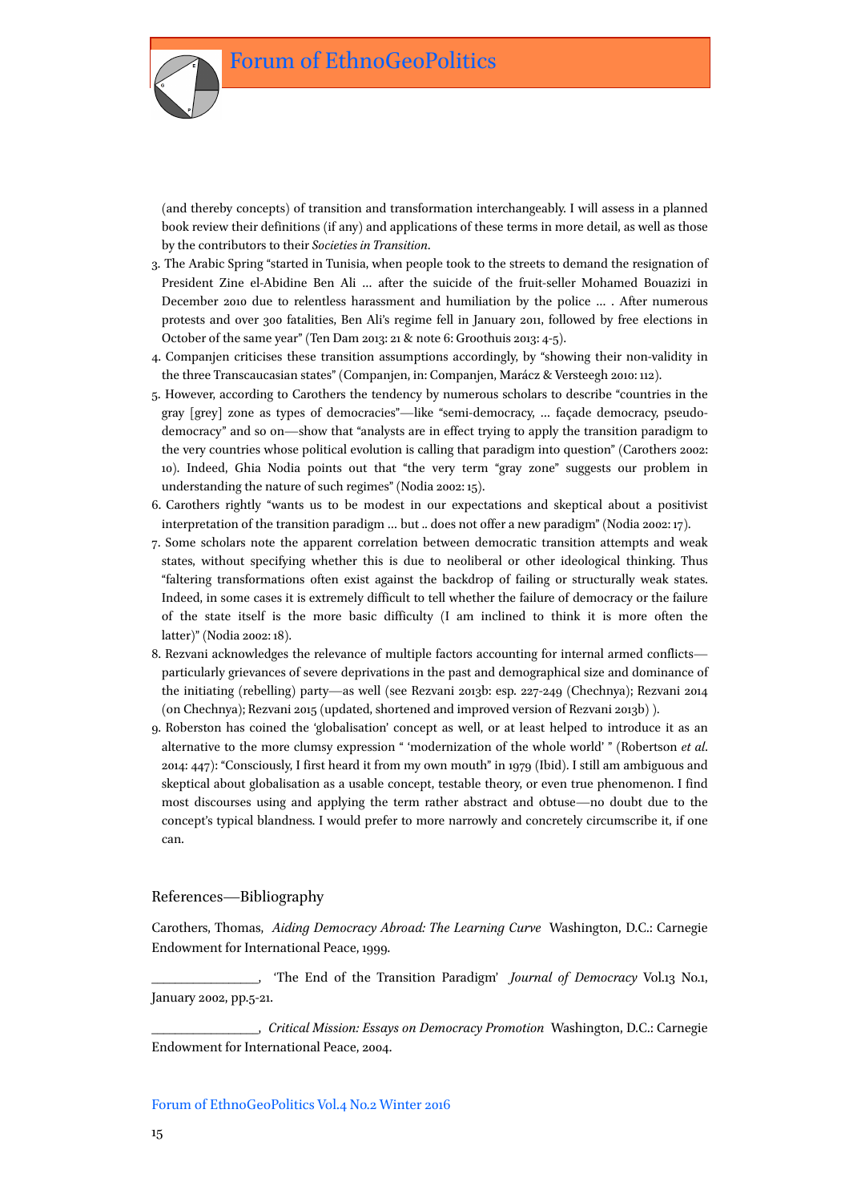(and thereby concepts) of transition and transformation interchangeably. I will assess in a planned book review their definitions (if any) and applications of these terms in more detail, as well as those by the contributors to their *Societies in Transition*.

3. The Arabic Spring "started in Tunisia, when people took to the streets to demand the resignation of President Zine el-Abidine Ben Ali … after the suicide of the fruit-seller Mohamed Bouazizi in December 2010 due to relentless harassment and humiliation by the police … . After numerous protests and over 300 fatalities, Ben Ali's regime fell in January 2011, followed by free elections in October of the same year" (Ten Dam 2013: 21 & note 6: Groothuis 2013: 4-5).
4. Companjen criticises these transition assumptions accordingly, by "showing their non-validity in the three Transcaucasian states" (Companjen, in: Companjen, Marácz & Versteegh 2010: 112).
5. However, according to Carothers the tendency by numerous scholars to describe "countries in the gray [grey] zone as types of democracies"—like "semi-democracy, … façade democracy, pseudo-democracy" and so on—show that "analysts are in effect trying to apply the transition paradigm to the very countries whose political evolution is calling that paradigm into question" (Carothers 2002: 10). Indeed, Ghia Nodia points out that "the very term "gray zone" suggests our problem in understanding the nature of such regimes" (Nodia 2002: 15).
6. Carothers rightly "wants us to be modest in our expectations and skeptical about a positivist interpretation of the transition paradigm … but .. does not offer a new paradigm" (Nodia 2002: 17).
7. Some scholars note the apparent correlation between democratic transition attempts and weak states, without specifying whether this is due to neoliberal or other ideological thinking. Thus "faltering transformations often exist against the backdrop of failing or structurally weak states. Indeed, in some cases it is extremely difficult to tell whether the failure of democracy or the failure of the state itself is the more basic difficulty (I am inclined to think it is more often the latter)" (Nodia 2002: 18).
8. Rezvani acknowledges the relevance of multiple factors accounting for internal armed conflicts—particularly grievances of severe deprivations in the past and demographical size and dominance of the initiating (rebelling) party—as well (see Rezvani 2013b: esp. 227-249 (Chechnya); Rezvani 2014 (on Chechnya); Rezvani 2015 (updated, shortened and improved version of Rezvani 2013b) ).
9. Roberston has coined the 'globalisation' concept as well, or at least helped to introduce it as an alternative to the more clumsy expression " 'modernization of the whole world' " (Robertson *et al.* 2014: 447): "Consciously, I first heard it from my own mouth" in 1979 (Ibid). I still am ambiguous and skeptical about globalisation as a usable concept, testable theory, or even true phenomenon. I find most discourses using and applying the term rather abstract and obtuse—no doubt due to the concept's typical blandness. I would prefer to more narrowly and concretely circumscribe it, if one can.

## References—Bibliography

Carothers, Thomas, *Aiding Democracy Abroad: The Learning Curve* Washington, D.C.: Carnegie Endowment for International Peace, 1999.

_______________, 'The End of the Transition Paradigm' *Journal of Democracy* Vol.13 No.1, January 2002, pp.5-21.

_______________, *Critical Mission: Essays on Democracy Promotion* Washington, D.C.: Carnegie Endowment for International Peace, 2004.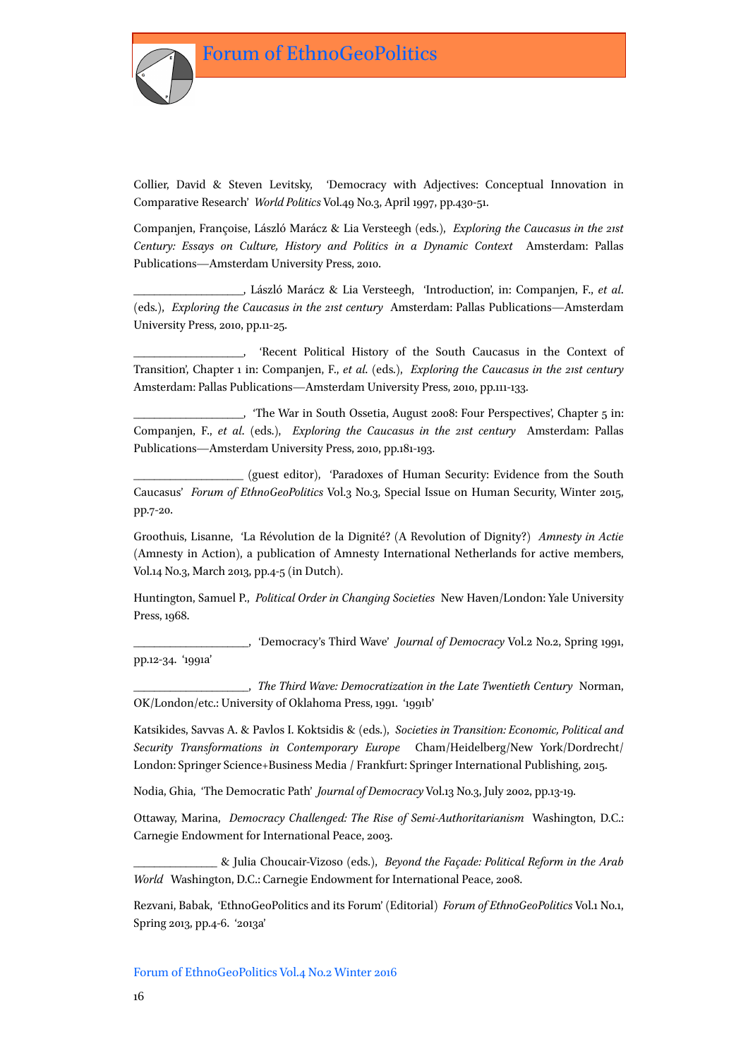Collier, David & Steven Levitsky, 'Democracy with Adjectives: Conceptual Innovation in Comparative Research' *World Politics* Vol.49 No.3, April 1997, pp.430-51.

Companjen, Françoise, László Marácz & Lia Versteegh (eds.), *Exploring the Caucasus in the 21st Century: Essays on Culture, History and Politics in a Dynamic Context* Amsterdam: Pallas Publications—Amsterdam University Press, 2010.

__________________, László Marácz & Lia Versteegh, 'Introduction', in: Companjen, F., *et al.* (eds.), *Exploring the Caucasus in the 21st century* Amsterdam: Pallas Publications—Amsterdam University Press, 2010, pp.11-25.

__________________, 'Recent Political History of the South Caucasus in the Context of Transition', Chapter 1 in: Companjen, F., *et al.* (eds.), *Exploring the Caucasus in the 21st century* Amsterdam: Pallas Publications—Amsterdam University Press, 2010, pp.111-133.

__________________, 'The War in South Ossetia, August 2008: Four Perspectives', Chapter 5 in: Companjen, F., *et al.* (eds.), *Exploring the Caucasus in the 21st century* Amsterdam: Pallas Publications—Amsterdam University Press, 2010, pp.181-193.

__________________ (guest editor), 'Paradoxes of Human Security: Evidence from the South Caucasus' *Forum of EthnoGeoPolitics* Vol.3 No.3, Special Issue on Human Security, Winter 2015, pp.7-20.

Groothuis, Lisanne, 'La Révolution de la Dignité? (A Revolution of Dignity?) *Amnesty in Actie* (Amnesty in Action), a publication of Amnesty International Netherlands for active members, Vol.14 No.3, March 2013, pp.4-5 (in Dutch).

Huntington, Samuel P., *Political Order in Changing Societies* New Haven/London: Yale University Press, 1968.

___________________, 'Democracy's Third Wave' *Journal of Democracy* Vol.2 No.2, Spring 1991, pp.12-34. '1991a'

___________________, *The Third Wave: Democratization in the Late Twentieth Century* Norman, OK/London/etc.: University of Oklahoma Press, 1991. '1991b'

Katsikides, Savvas A. & Pavlos I. Koktsidis & (eds.), *Societies in Transition: Economic, Political and Security Transformations in Contemporary Europe* Cham/Heidelberg/New York/Dordrecht/London: Springer Science+Business Media / Frankfurt: Springer International Publishing, 2015.

Nodia, Ghia, 'The Democratic Path' *Journal of Democracy* Vol.13 No.3, July 2002, pp.13-19.

Ottaway, Marina, *Democracy Challenged: The Rise of Semi-Authoritarianism* Washington, D.C.: Carnegie Endowment for International Peace, 2003.

______________ & Julia Choucair-Vizoso (eds.), *Beyond the Façade: Political Reform in the Arab World* Washington, D.C.: Carnegie Endowment for International Peace, 2008.

Rezvani, Babak, 'EthnoGeoPolitics and its Forum' (Editorial) *Forum of EthnoGeoPolitics* Vol.1 No.1, Spring 2013, pp.4-6. '2013a'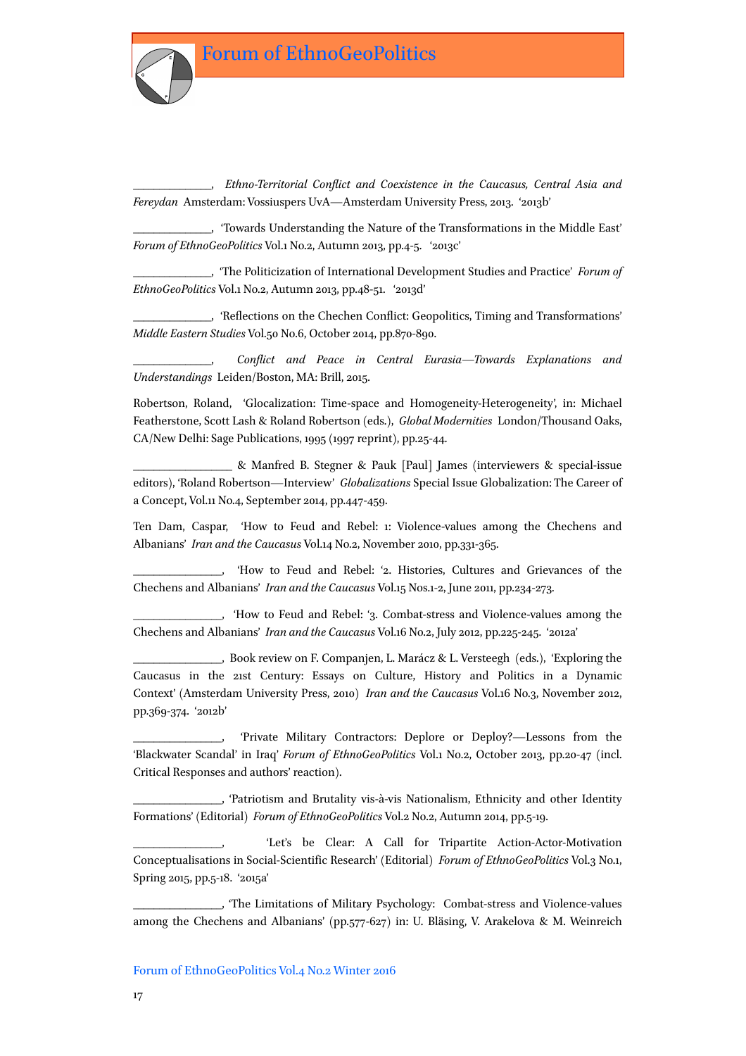_____________, *Ethno-Territorial Conflict and Coexistence in the Caucasus, Central Asia and Fereydan* Amsterdam: Vossiuspers UvA—Amsterdam University Press, 2013. '2013b'

_____________, 'Towards Understanding the Nature of the Transformations in the Middle East' *Forum of EthnoGeoPolitics* Vol.1 No.2, Autumn 2013, pp.4-5. '2013c'

_____________, 'The Politicization of International Development Studies and Practice' *Forum of EthnoGeoPolitics* Vol.1 No.2, Autumn 2013, pp.48-51. '2013d'

_____________, 'Reflections on the Chechen Conflict: Geopolitics, Timing and Transformations' *Middle Eastern Studies* Vol.50 No.6, October 2014, pp.870-890.

_____________, *Conflict and Peace in Central Eurasia—Towards Explanations and Understandings* Leiden/Boston, MA: Brill, 2015.

Robertson, Roland, 'Glocalization: Time-space and Homogeneity-Heterogeneity', in: Michael Featherstone, Scott Lash & Roland Robertson (eds.), *Global Modernities* London/Thousand Oaks, CA/New Delhi: Sage Publications, 1995 (1997 reprint), pp.25-44.

________________ & Manfred B. Stegner & Pauk [Paul] James (interviewers & special-issue editors), 'Roland Robertson—Interview' *Globalizations* Special Issue Globalization: The Career of a Concept, Vol.11 No.4, September 2014, pp.447-459.

Ten Dam, Caspar, 'How to Feud and Rebel: 1: Violence-values among the Chechens and Albanians' *Iran and the Caucasus* Vol.14 No.2, November 2010, pp.331-365.

______________, 'How to Feud and Rebel: '2. Histories, Cultures and Grievances of the Chechens and Albanians' *Iran and the Caucasus* Vol.15 Nos.1-2, June 2011, pp.234-273.

______________, 'How to Feud and Rebel: '3. Combat-stress and Violence-values among the Chechens and Albanians' *Iran and the Caucasus* Vol.16 No.2, July 2012, pp.225-245. '2012a'

______________, Book review on F. Companjen, L. Marácz & L. Versteegh (eds.), 'Exploring the Caucasus in the 21st Century: Essays on Culture, History and Politics in a Dynamic Context' (Amsterdam University Press, 2010) *Iran and the Caucasus* Vol.16 No.3, November 2012, pp.369-374. '2012b'

______________, 'Private Military Contractors: Deplore or Deploy?—Lessons from the 'Blackwater Scandal' in Iraq' *Forum of EthnoGeoPolitics* Vol.1 No.2, October 2013, pp.20-47 (incl. Critical Responses and authors' reaction).

______________, 'Patriotism and Brutality vis-à-vis Nationalism, Ethnicity and other Identity Formations' (Editorial) *Forum of EthnoGeoPolitics* Vol.2 No.2, Autumn 2014, pp.5-19.

______________, 'Let's be Clear: A Call for Tripartite Action-Actor-Motivation Conceptualisations in Social-Scientific Research' (Editorial) *Forum of EthnoGeoPolitics* Vol.3 No.1, Spring 2015, pp.5-18. '2015a'

______________, 'The Limitations of Military Psychology: Combat-stress and Violence-values among the Chechens and Albanians' (pp.577-627) in: U. Bläsing, V. Arakelova & M. Weinreich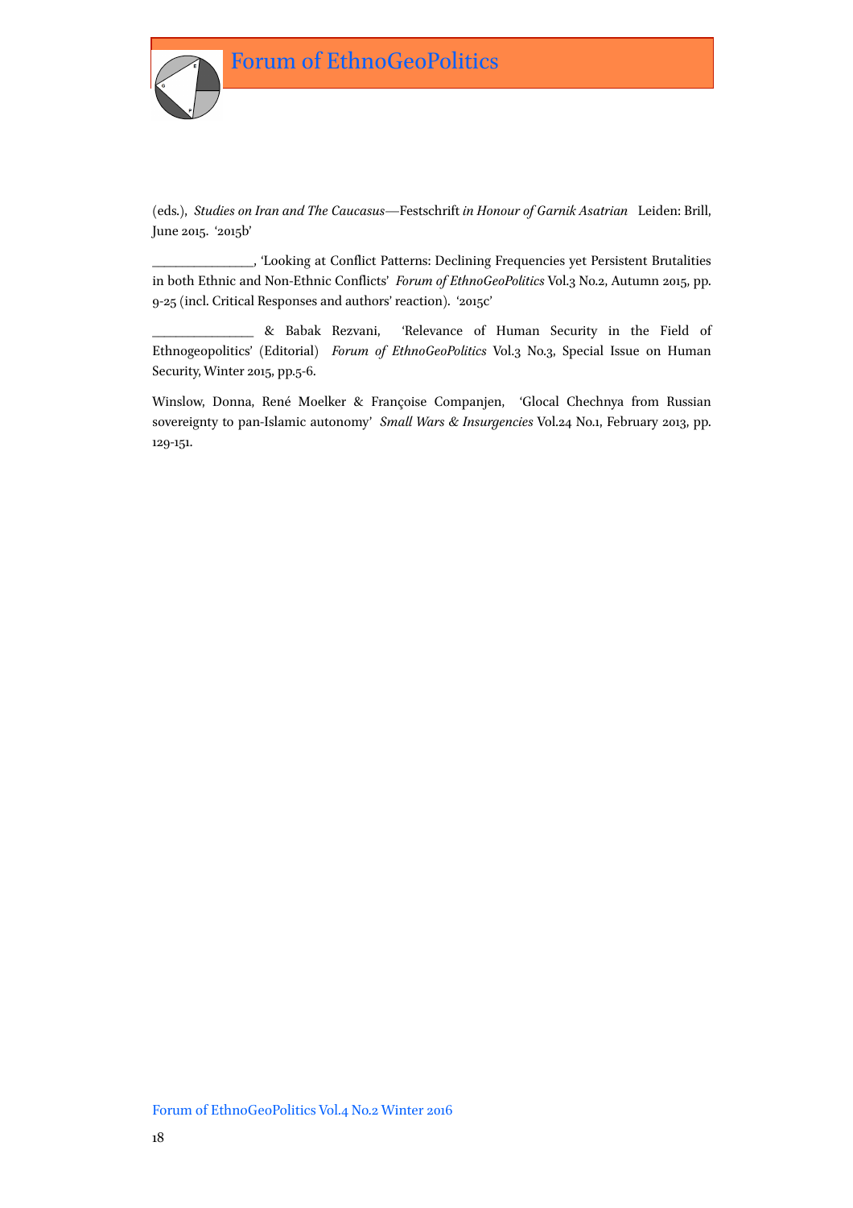(eds.), *Studies on Iran and The Caucasus*—Festschrift *in Honour of Garnik Asatrian* Leiden: Brill, June 2015. '2015b'

_______________, 'Looking at Conflict Patterns: Declining Frequencies yet Persistent Brutalities in both Ethnic and Non-Ethnic Conflicts' *Forum of EthnoGeoPolitics* Vol.3 No.2, Autumn 2015, pp. 9-25 (incl. Critical Responses and authors' reaction). '2015c'

_______________ & Babak Rezvani, 'Relevance of Human Security in the Field of Ethnogeopolitics' (Editorial) *Forum of EthnoGeoPolitics* Vol.3 No.3, Special Issue on Human Security, Winter 2015, pp.5-6.

Winslow, Donna, René Moelker & Françoise Companjen, 'Glocal Chechnya from Russian sovereignty to pan-Islamic autonomy' *Small Wars & Insurgencies* Vol.24 No.1, February 2013, pp. 129-151.